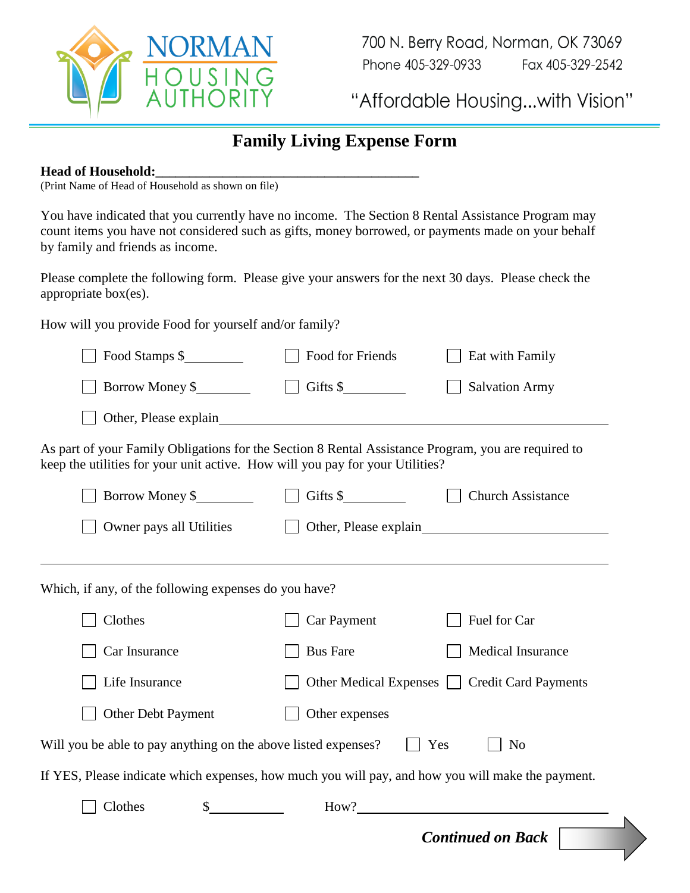NORMAN HOUSING AUTHORITY

700 N. Berry Road, Norman, OK 73069
Phone 405-329-0933 Fax 405-329-2542

"Affordable Housing...with Vision"

# Family Living Expense Form

**Head of Household:**______________________________________
(Print Name of Head of Household as shown on file)

You have indicated that you currently have no income. The Section 8 Rental Assistance Program may count items you have not considered such as gifts, money borrowed, or payments made on your behalf by family and friends as income.

Please complete the following form. Please give your answers for the next 30 days. Please check the appropriate box(es).

How will you provide Food for yourself and/or family?

☐ Food Stamps $________ ☐ Food for Friends ☐ Eat with Family

☐ Borrow Money $________ ☐ Gifts $________ ☐ Salvation Army

☐ Other, Please explain________________________________________________________

As part of your Family Obligations for the Section 8 Rental Assistance Program, you are required to keep the utilities for your unit active. How will you pay for your Utilities?

☐ Borrow Money $________ ☐ Gifts $________ ☐ Church Assistance

☐ Owner pays all Utilities ☐ Other, Please explain__________________________

________________________________________________________________________

Which, if any, of the following expenses do you have?

☐ Clothes ☐ Car Payment ☐ Fuel for Car

☐ Car Insurance ☐ Bus Fare ☐ Medical Insurance

☐ Life Insurance ☐ Other Medical Expenses ☐ Credit Card Payments

☐ Other Debt Payment ☐ Other expenses

Will you be able to pay anything on the above listed expenses? ☐ Yes ☐ No

If YES, Please indicate which expenses, how much you will pay, and how you will make the payment.

☐ Clothes $__________ How?______________________________________

***Continued on Back***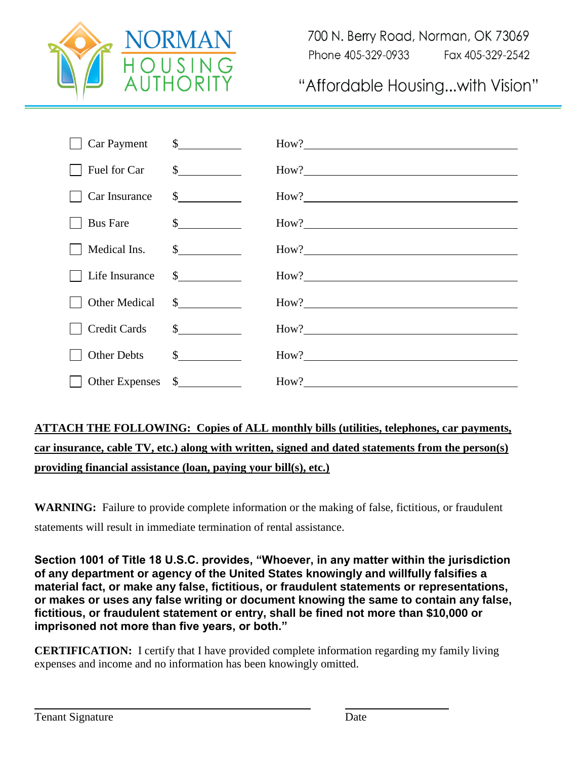**NORMAN HOUSING AUTHORITY**

700 N. Berry Road, Norman, OK 73069
Phone 405-329-0933 Fax 405-329-2542

"Affordable Housing...with Vision"

| | | |
|---|---|---|
| ☐ Car Payment | $\_\_\_\_\_\_\_\_\_\_ | How?\_\_\_\_\_\_\_\_\_\_\_\_\_\_\_\_\_\_\_\_\_\_\_\_\_\_\_\_\_\_ |
| ☐ Fuel for Car | $\_\_\_\_\_\_\_\_\_\_ | How?\_\_\_\_\_\_\_\_\_\_\_\_\_\_\_\_\_\_\_\_\_\_\_\_\_\_\_\_\_\_ |
| ☐ Car Insurance | $\_\_\_\_\_\_\_\_\_\_ | How?\_\_\_\_\_\_\_\_\_\_\_\_\_\_\_\_\_\_\_\_\_\_\_\_\_\_\_\_\_\_ |
| ☐ Bus Fare | $\_\_\_\_\_\_\_\_\_\_ | How?\_\_\_\_\_\_\_\_\_\_\_\_\_\_\_\_\_\_\_\_\_\_\_\_\_\_\_\_\_\_ |
| ☐ Medical Ins. | $\_\_\_\_\_\_\_\_\_\_ | How?\_\_\_\_\_\_\_\_\_\_\_\_\_\_\_\_\_\_\_\_\_\_\_\_\_\_\_\_\_\_ |
| ☐ Life Insurance | $\_\_\_\_\_\_\_\_\_\_ | How?\_\_\_\_\_\_\_\_\_\_\_\_\_\_\_\_\_\_\_\_\_\_\_\_\_\_\_\_\_\_ |
| ☐ Other Medical | $\_\_\_\_\_\_\_\_\_\_ | How?\_\_\_\_\_\_\_\_\_\_\_\_\_\_\_\_\_\_\_\_\_\_\_\_\_\_\_\_\_\_ |
| ☐ Credit Cards | $\_\_\_\_\_\_\_\_\_\_ | How?\_\_\_\_\_\_\_\_\_\_\_\_\_\_\_\_\_\_\_\_\_\_\_\_\_\_\_\_\_\_ |
| ☐ Other Debts | $\_\_\_\_\_\_\_\_\_\_ | How?\_\_\_\_\_\_\_\_\_\_\_\_\_\_\_\_\_\_\_\_\_\_\_\_\_\_\_\_\_\_ |
| ☐ Other Expenses | $\_\_\_\_\_\_\_\_\_\_ | How?\_\_\_\_\_\_\_\_\_\_\_\_\_\_\_\_\_\_\_\_\_\_\_\_\_\_\_\_\_\_ |

**ATTACH THE FOLLOWING: Copies of ALL monthly bills (utilities, telephones, car payments, car insurance, cable TV, etc.) along with written, signed and dated statements from the person(s) providing financial assistance (loan, paying your bill(s), etc.)**

**WARNING:** Failure to provide complete information or the making of false, fictitious, or fraudulent statements will result in immediate termination of rental assistance.

**Section 1001 of Title 18 U.S.C. provides, "Whoever, in any matter within the jurisdiction of any department or agency of the United States knowingly and willfully falsifies a material fact, or make any false, fictitious, or fraudulent statements or representations, or makes or uses any false writing or document knowing the same to contain any false, fictitious, or fraudulent statement or entry, shall be fined not more than $10,000 or imprisoned not more than five years, or both."**

**CERTIFICATION:** I certify that I have provided complete information regarding my family living expenses and income and no information has been knowingly omitted.

\_\_\_\_\_\_\_\_\_\_\_\_\_\_\_\_\_\_\_\_\_\_\_\_\_\_\_\_\_\_\_\_\_\_\_\_\_\_\_\_ \_\_\_\_\_\_\_\_\_\_\_\_\_\_\_\_

Tenant Signature Date